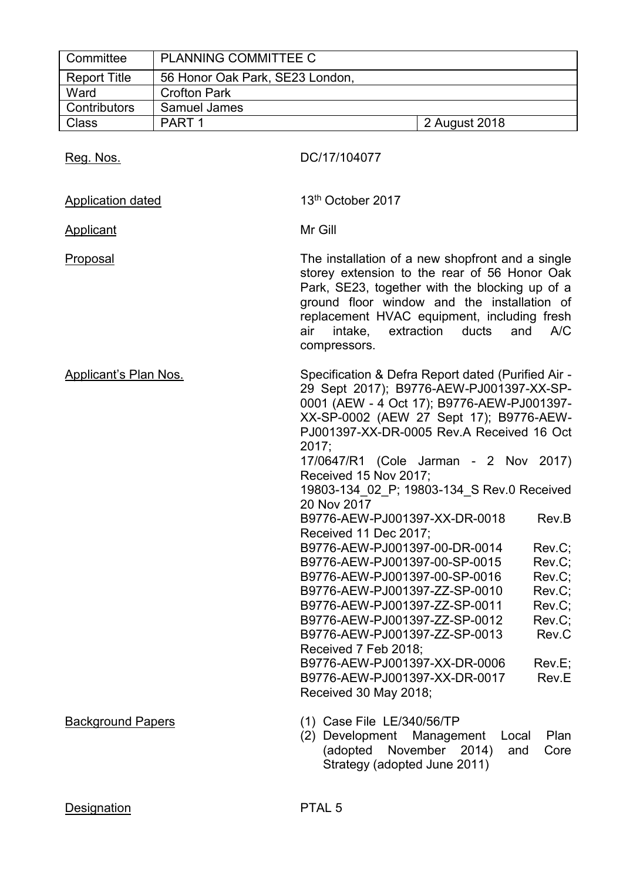| Committee | PLANNING COMMITTEE C | |
|---|---|---|
| Report Title | 56 Honor Oak Park, SE23 London, | |
| Ward | Crofton Park | |
| Contributors | Samuel James | |
| Class | PART 1 | 2 August 2018 |

| | |
|---|---|
| Reg. Nos. | DC/17/104077 |
| Application dated | 13th October 2017 |
| Applicant | Mr Gill |
| Proposal | The installation of a new shopfront and a single storey extension to the rear of 56 Honor Oak Park, SE23, together with the blocking up of a ground floor window and the installation of replacement HVAC equipment, including fresh air intake, extraction ducts and A/C compressors. |
| Applicant's Plan Nos. | Specification & Defra Report dated (Purified Air - 29 Sept 2017); B9776-AEW-PJ001397-XX-SP-0001 (AEW - 4 Oct 17); B9776-AEW-PJ001397-XX-SP-0002 (AEW 27 Sept 17); B9776-AEW-PJ001397-XX-DR-0005 Rev.A Received 16 Oct 2017;<br>17/0647/R1 (Cole Jarman - 2 Nov 2017) Received 15 Nov 2017;<br>19803-134_02_P; 19803-134_S Rev.0 Received 20 Nov 2017<br>B9776-AEW-PJ001397-XX-DR-0018 Rev.B Received 11 Dec 2017;<br>B9776-AEW-PJ001397-00-DR-0014 Rev.C;<br>B9776-AEW-PJ001397-00-SP-0015 Rev.C;<br>B9776-AEW-PJ001397-00-SP-0016 Rev.C;<br>B9776-AEW-PJ001397-ZZ-SP-0010 Rev.C;<br>B9776-AEW-PJ001397-ZZ-SP-0011 Rev.C;<br>B9776-AEW-PJ001397-ZZ-SP-0012 Rev.C;<br>B9776-AEW-PJ001397-ZZ-SP-0013 Rev.C Received 7 Feb 2018;<br>B9776-AEW-PJ001397-XX-DR-0006 Rev.E;<br>B9776-AEW-PJ001397-XX-DR-0017 Rev.E Received 30 May 2018; |
| Background Papers | (1) Case File LE/340/56/TP<br>(2) Development Management Local Plan (adopted November 2014) and Core Strategy (adopted June 2011) |
| Designation | PTAL 5 |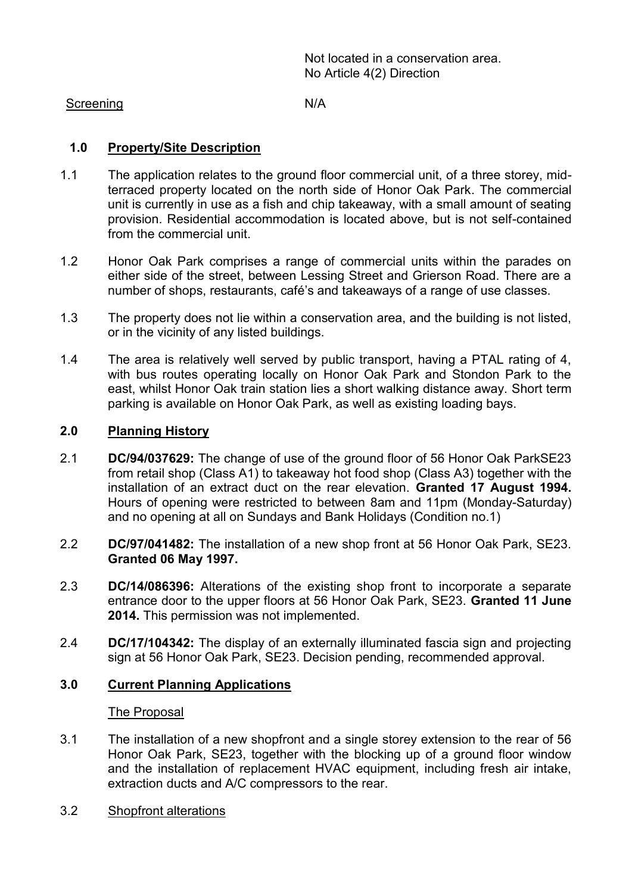Not located in a conservation area.
No Article 4(2) Direction

Screening N/A

## 1.0 Property/Site Description

1.1 The application relates to the ground floor commercial unit, of a three storey, mid-terraced property located on the north side of Honor Oak Park. The commercial unit is currently in use as a fish and chip takeaway, with a small amount of seating provision. Residential accommodation is located above, but is not self-contained from the commercial unit.

1.2 Honor Oak Park comprises a range of commercial units within the parades on either side of the street, between Lessing Street and Grierson Road. There are a number of shops, restaurants, café's and takeaways of a range of use classes.

1.3 The property does not lie within a conservation area, and the building is not listed, or in the vicinity of any listed buildings.

1.4 The area is relatively well served by public transport, having a PTAL rating of 4, with bus routes operating locally on Honor Oak Park and Stondon Park to the east, whilst Honor Oak train station lies a short walking distance away. Short term parking is available on Honor Oak Park, as well as existing loading bays.

## 2.0 Planning History

2.1 **DC/94/037629:** The change of use of the ground floor of 56 Honor Oak ParkSE23 from retail shop (Class A1) to takeaway hot food shop (Class A3) together with the installation of an extract duct on the rear elevation. **Granted 17 August 1994.** Hours of opening were restricted to between 8am and 11pm (Monday-Saturday) and no opening at all on Sundays and Bank Holidays (Condition no.1)

2.2 **DC/97/041482:** The installation of a new shop front at 56 Honor Oak Park, SE23. **Granted 06 May 1997.**

2.3 **DC/14/086396:** Alterations of the existing shop front to incorporate a separate entrance door to the upper floors at 56 Honor Oak Park, SE23. **Granted 11 June 2014.** This permission was not implemented.

2.4 **DC/17/104342:** The display of an externally illuminated fascia sign and projecting sign at 56 Honor Oak Park, SE23. Decision pending, recommended approval.

## 3.0 Current Planning Applications

The Proposal

3.1 The installation of a new shopfront and a single storey extension to the rear of 56 Honor Oak Park, SE23, together with the blocking up of a ground floor window and the installation of replacement HVAC equipment, including fresh air intake, extraction ducts and A/C compressors to the rear.

3.2 Shopfront alterations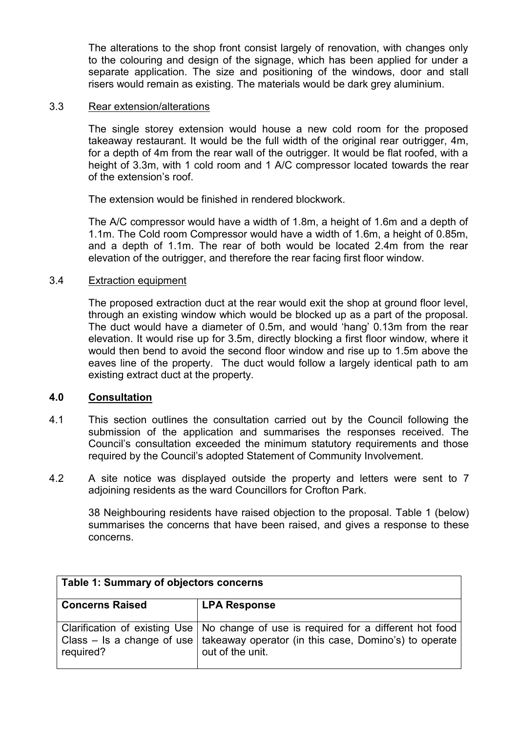The alterations to the shop front consist largely of renovation, with changes only to the colouring and design of the signage, which has been applied for under a separate application. The size and positioning of the windows, door and stall risers would remain as existing. The materials would be dark grey aluminium.

3.3 Rear extension/alterations

The single storey extension would house a new cold room for the proposed takeaway restaurant. It would be the full width of the original rear outrigger, 4m, for a depth of 4m from the rear wall of the outrigger. It would be flat roofed, with a height of 3.3m, with 1 cold room and 1 A/C compressor located towards the rear of the extension's roof.

The extension would be finished in rendered blockwork.

The A/C compressor would have a width of 1.8m, a height of 1.6m and a depth of 1.1m. The Cold room Compressor would have a width of 1.6m, a height of 0.85m, and a depth of 1.1m. The rear of both would be located 2.4m from the rear elevation of the outrigger, and therefore the rear facing first floor window.

3.4 Extraction equipment

The proposed extraction duct at the rear would exit the shop at ground floor level, through an existing window which would be blocked up as a part of the proposal. The duct would have a diameter of 0.5m, and would 'hang' 0.13m from the rear elevation. It would rise up for 3.5m, directly blocking a first floor window, where it would then bend to avoid the second floor window and rise up to 1.5m above the eaves line of the property. The duct would follow a largely identical path to am existing extract duct at the property.

## 4.0 Consultation

4.1 This section outlines the consultation carried out by the Council following the submission of the application and summarises the responses received. The Council's consultation exceeded the minimum statutory requirements and those required by the Council's adopted Statement of Community Involvement.

4.2 A site notice was displayed outside the property and letters were sent to 7 adjoining residents as the ward Councillors for Crofton Park.

38 Neighbouring residents have raised objection to the proposal. Table 1 (below) summarises the concerns that have been raised, and gives a response to these concerns.

| Table 1: Summary of objectors concerns | |
|---|---|
| **Concerns Raised** | **LPA Response** |
| Clarification of existing Use Class – Is a change of use required? | No change of use is required for a different hot food takeaway operator (in this case, Domino's) to operate out of the unit. |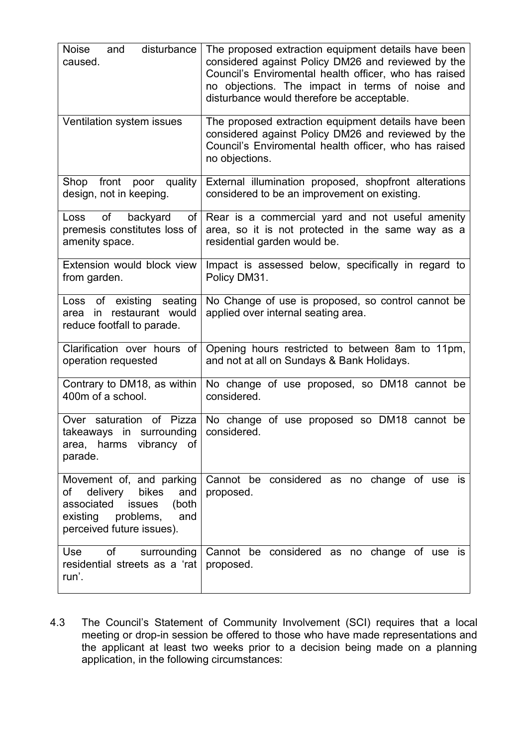| | |
|---|---|
| Noise and disturbance caused. | The proposed extraction equipment details have been considered against Policy DM26 and reviewed by the Council's Enviromental health officer, who has raised no objections. The impact in terms of noise and disturbance would therefore be acceptable. |
| Ventilation system issues | The proposed extraction equipment details have been considered against Policy DM26 and reviewed by the Council's Enviromental health officer, who has raised no objections. |
| Shop front poor quality design, not in keeping. | External illumination proposed, shopfront alterations considered to be an improvement on existing. |
| Loss of backyard of premesis constitutes loss of amenity space. | Rear is a commercial yard and not useful amenity area, so it is not protected in the same way as a residential garden would be. |
| Extension would block view from garden. | Impact is assessed below, specifically in regard to Policy DM31. |
| Loss of existing seating area in restaurant would reduce footfall to parade. | No Change of use is proposed, so control cannot be applied over internal seating area. |
| Clarification over hours of operation requested | Opening hours restricted to between 8am to 11pm, and not at all on Sundays & Bank Holidays. |
| Contrary to DM18, as within 400m of a school. | No change of use proposed, so DM18 cannot be considered. |
| Over saturation of Pizza takeaways in surrounding area, harms vibrancy of parade. | No change of use proposed so DM18 cannot be considered. |
| Movement of, and parking of delivery bikes and associated issues (both existing problems, and perceived future issues). | Cannot be considered as no change of use is proposed. |
| Use of surrounding residential streets as a 'rat run'. | Cannot be considered as no change of use is proposed. |

4.3 The Council's Statement of Community Involvement (SCI) requires that a local meeting or drop-in session be offered to those who have made representations and the applicant at least two weeks prior to a decision being made on a planning application, in the following circumstances: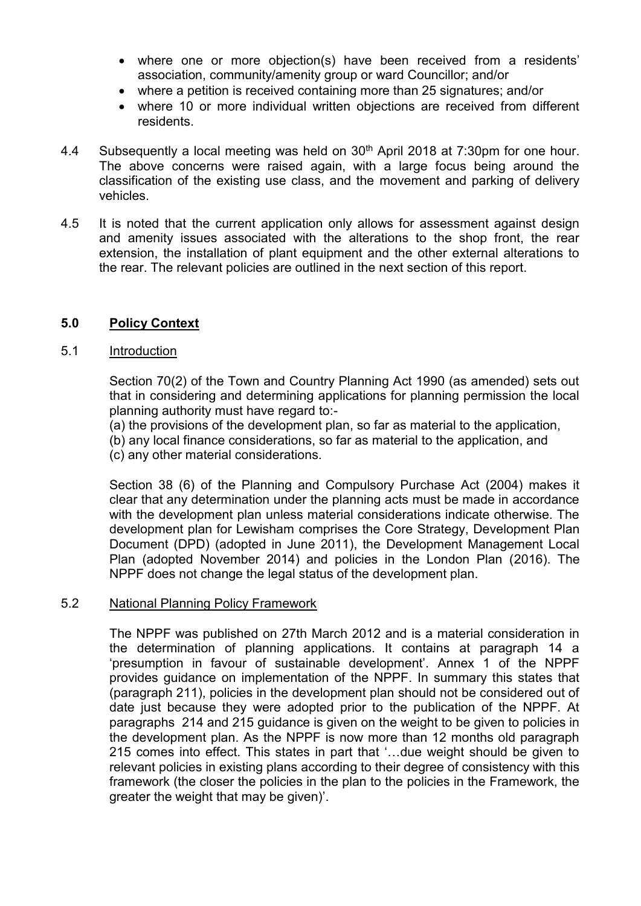- where one or more objection(s) have been received from a residents' association, community/amenity group or ward Councillor; and/or
- where a petition is received containing more than 25 signatures; and/or
- where 10 or more individual written objections are received from different residents.

4.4 Subsequently a local meeting was held on 30th April 2018 at 7:30pm for one hour. The above concerns were raised again, with a large focus being around the classification of the existing use class, and the movement and parking of delivery vehicles.

4.5 It is noted that the current application only allows for assessment against design and amenity issues associated with the alterations to the shop front, the rear extension, the installation of plant equipment and the other external alterations to the rear. The relevant policies are outlined in the next section of this report.

## 5.0 Policy Context

### 5.1 Introduction

Section 70(2) of the Town and Country Planning Act 1990 (as amended) sets out that in considering and determining applications for planning permission the local planning authority must have regard to:-

(a) the provisions of the development plan, so far as material to the application,
(b) any local finance considerations, so far as material to the application, and
(c) any other material considerations.

Section 38 (6) of the Planning and Compulsory Purchase Act (2004) makes it clear that any determination under the planning acts must be made in accordance with the development plan unless material considerations indicate otherwise. The development plan for Lewisham comprises the Core Strategy, Development Plan Document (DPD) (adopted in June 2011), the Development Management Local Plan (adopted November 2014) and policies in the London Plan (2016). The NPPF does not change the legal status of the development plan.

### 5.2 National Planning Policy Framework

The NPPF was published on 27th March 2012 and is a material consideration in the determination of planning applications. It contains at paragraph 14 a 'presumption in favour of sustainable development'. Annex 1 of the NPPF provides guidance on implementation of the NPPF. In summary this states that (paragraph 211), policies in the development plan should not be considered out of date just because they were adopted prior to the publication of the NPPF. At paragraphs 214 and 215 guidance is given on the weight to be given to policies in the development plan. As the NPPF is now more than 12 months old paragraph 215 comes into effect. This states in part that '…due weight should be given to relevant policies in existing plans according to their degree of consistency with this framework (the closer the policies in the plan to the policies in the Framework, the greater the weight that may be given)'.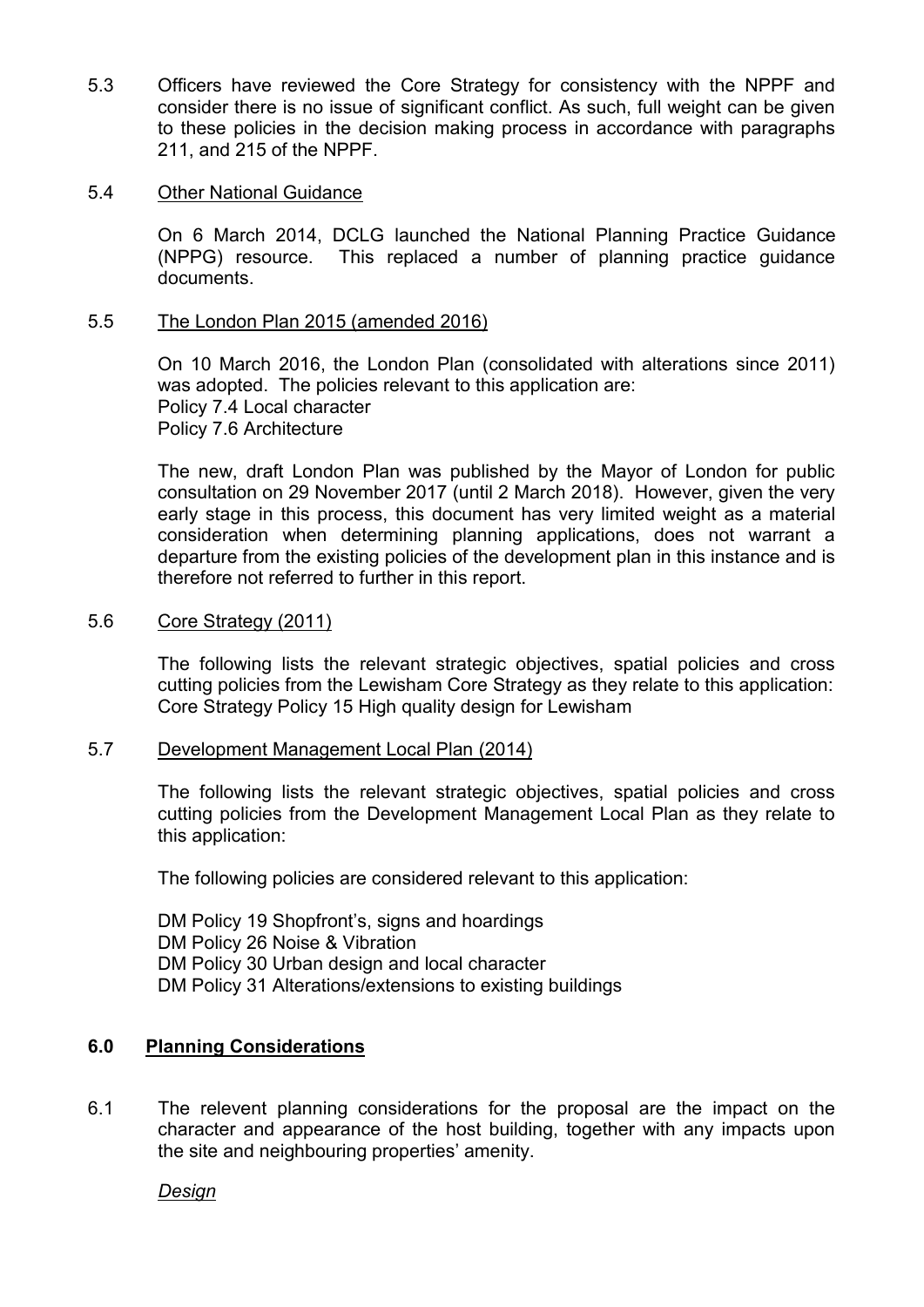5.3 Officers have reviewed the Core Strategy for consistency with the NPPF and consider there is no issue of significant conflict. As such, full weight can be given to these policies in the decision making process in accordance with paragraphs 211, and 215 of the NPPF.

5.4 Other National Guidance

On 6 March 2014, DCLG launched the National Planning Practice Guidance (NPPG) resource. This replaced a number of planning practice guidance documents.

5.5 The London Plan 2015 (amended 2016)

On 10 March 2016, the London Plan (consolidated with alterations since 2011) was adopted. The policies relevant to this application are:
Policy 7.4 Local character
Policy 7.6 Architecture

The new, draft London Plan was published by the Mayor of London for public consultation on 29 November 2017 (until 2 March 2018). However, given the very early stage in this process, this document has very limited weight as a material consideration when determining planning applications, does not warrant a departure from the existing policies of the development plan in this instance and is therefore not referred to further in this report.

5.6 Core Strategy (2011)

The following lists the relevant strategic objectives, spatial policies and cross cutting policies from the Lewisham Core Strategy as they relate to this application:
Core Strategy Policy 15 High quality design for Lewisham

5.7 Development Management Local Plan (2014)

The following lists the relevant strategic objectives, spatial policies and cross cutting policies from the Development Management Local Plan as they relate to this application:

The following policies are considered relevant to this application:

DM Policy 19 Shopfront's, signs and hoardings
DM Policy 26 Noise & Vibration
DM Policy 30 Urban design and local character
DM Policy 31 Alterations/extensions to existing buildings

## 6.0 Planning Considerations

6.1 The relevent planning considerations for the proposal are the impact on the character and appearance of the host building, together with any impacts upon the site and neighbouring properties' amenity.

*Design*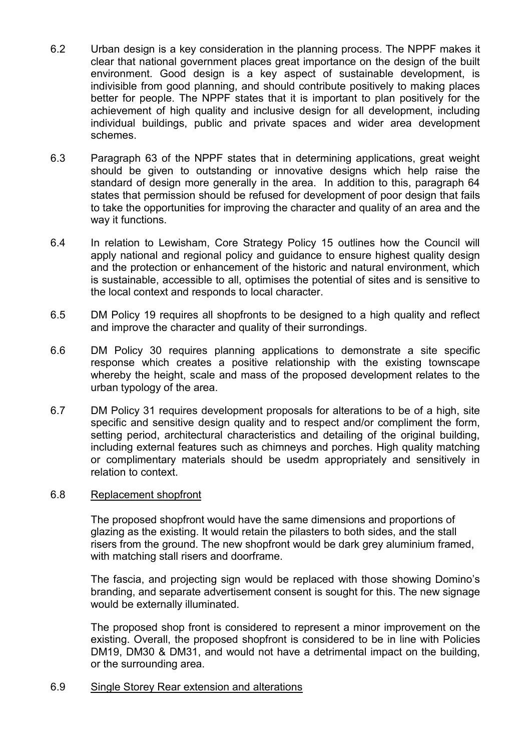6.2 Urban design is a key consideration in the planning process. The NPPF makes it clear that national government places great importance on the design of the built environment. Good design is a key aspect of sustainable development, is indivisible from good planning, and should contribute positively to making places better for people. The NPPF states that it is important to plan positively for the achievement of high quality and inclusive design for all development, including individual buildings, public and private spaces and wider area development schemes.

6.3 Paragraph 63 of the NPPF states that in determining applications, great weight should be given to outstanding or innovative designs which help raise the standard of design more generally in the area. In addition to this, paragraph 64 states that permission should be refused for development of poor design that fails to take the opportunities for improving the character and quality of an area and the way it functions.

6.4 In relation to Lewisham, Core Strategy Policy 15 outlines how the Council will apply national and regional policy and guidance to ensure highest quality design and the protection or enhancement of the historic and natural environment, which is sustainable, accessible to all, optimises the potential of sites and is sensitive to the local context and responds to local character.

6.5 DM Policy 19 requires all shopfronts to be designed to a high quality and reflect and improve the character and quality of their surrondings.

6.6 DM Policy 30 requires planning applications to demonstrate a site specific response which creates a positive relationship with the existing townscape whereby the height, scale and mass of the proposed development relates to the urban typology of the area.

6.7 DM Policy 31 requires development proposals for alterations to be of a high, site specific and sensitive design quality and to respect and/or compliment the form, setting period, architectural characteristics and detailing of the original building, including external features such as chimneys and porches. High quality matching or complimentary materials should be usedm appropriately and sensitively in relation to context.

6.8 Replacement shopfront

The proposed shopfront would have the same dimensions and proportions of glazing as the existing. It would retain the pilasters to both sides, and the stall risers from the ground. The new shopfront would be dark grey aluminium framed, with matching stall risers and doorframe.

The fascia, and projecting sign would be replaced with those showing Domino's branding, and separate advertisement consent is sought for this. The new signage would be externally illuminated.

The proposed shop front is considered to represent a minor improvement on the existing. Overall, the proposed shopfront is considered to be in line with Policies DM19, DM30 & DM31, and would not have a detrimental impact on the building, or the surrounding area.

6.9 Single Storey Rear extension and alterations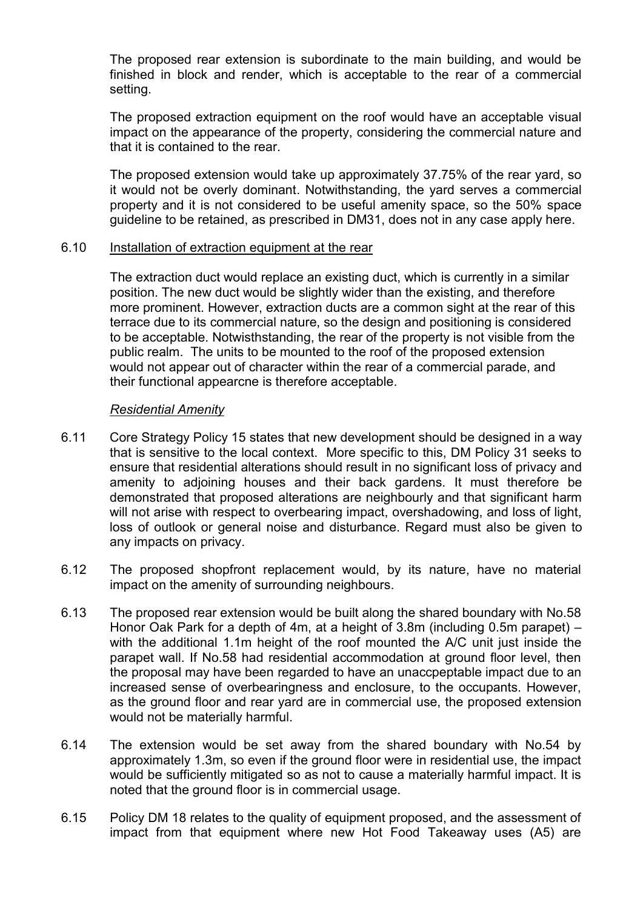The proposed rear extension is subordinate to the main building, and would be finished in block and render, which is acceptable to the rear of a commercial setting.

The proposed extraction equipment on the roof would have an acceptable visual impact on the appearance of the property, considering the commercial nature and that it is contained to the rear.

The proposed extension would take up approximately 37.75% of the rear yard, so it would not be overly dominant. Notwithstanding, the yard serves a commercial property and it is not considered to be useful amenity space, so the 50% space guideline to be retained, as prescribed in DM31, does not in any case apply here.

6.10 Installation of extraction equipment at the rear

The extraction duct would replace an existing duct, which is currently in a similar position. The new duct would be slightly wider than the existing, and therefore more prominent. However, extraction ducts are a common sight at the rear of this terrace due to its commercial nature, so the design and positioning is considered to be acceptable. Notwisthstanding, the rear of the property is not visible from the public realm. The units to be mounted to the roof of the proposed extension would not appear out of character within the rear of a commercial parade, and their functional appearcne is therefore acceptable.

*Residential Amenity*

6.11 Core Strategy Policy 15 states that new development should be designed in a way that is sensitive to the local context. More specific to this, DM Policy 31 seeks to ensure that residential alterations should result in no significant loss of privacy and amenity to adjoining houses and their back gardens. It must therefore be demonstrated that proposed alterations are neighbourly and that significant harm will not arise with respect to overbearing impact, overshadowing, and loss of light, loss of outlook or general noise and disturbance. Regard must also be given to any impacts on privacy.

6.12 The proposed shopfront replacement would, by its nature, have no material impact on the amenity of surrounding neighbours.

6.13 The proposed rear extension would be built along the shared boundary with No.58 Honor Oak Park for a depth of 4m, at a height of 3.8m (including 0.5m parapet) – with the additional 1.1m height of the roof mounted the A/C unit just inside the parapet wall. If No.58 had residential accommodation at ground floor level, then the proposal may have been regarded to have an unaccpeptable impact due to an increased sense of overbearingness and enclosure, to the occupants. However, as the ground floor and rear yard are in commercial use, the proposed extension would not be materially harmful.

6.14 The extension would be set away from the shared boundary with No.54 by approximately 1.3m, so even if the ground floor were in residential use, the impact would be sufficiently mitigated so as not to cause a materially harmful impact. It is noted that the ground floor is in commercial usage.

6.15 Policy DM 18 relates to the quality of equipment proposed, and the assessment of impact from that equipment where new Hot Food Takeaway uses (A5) are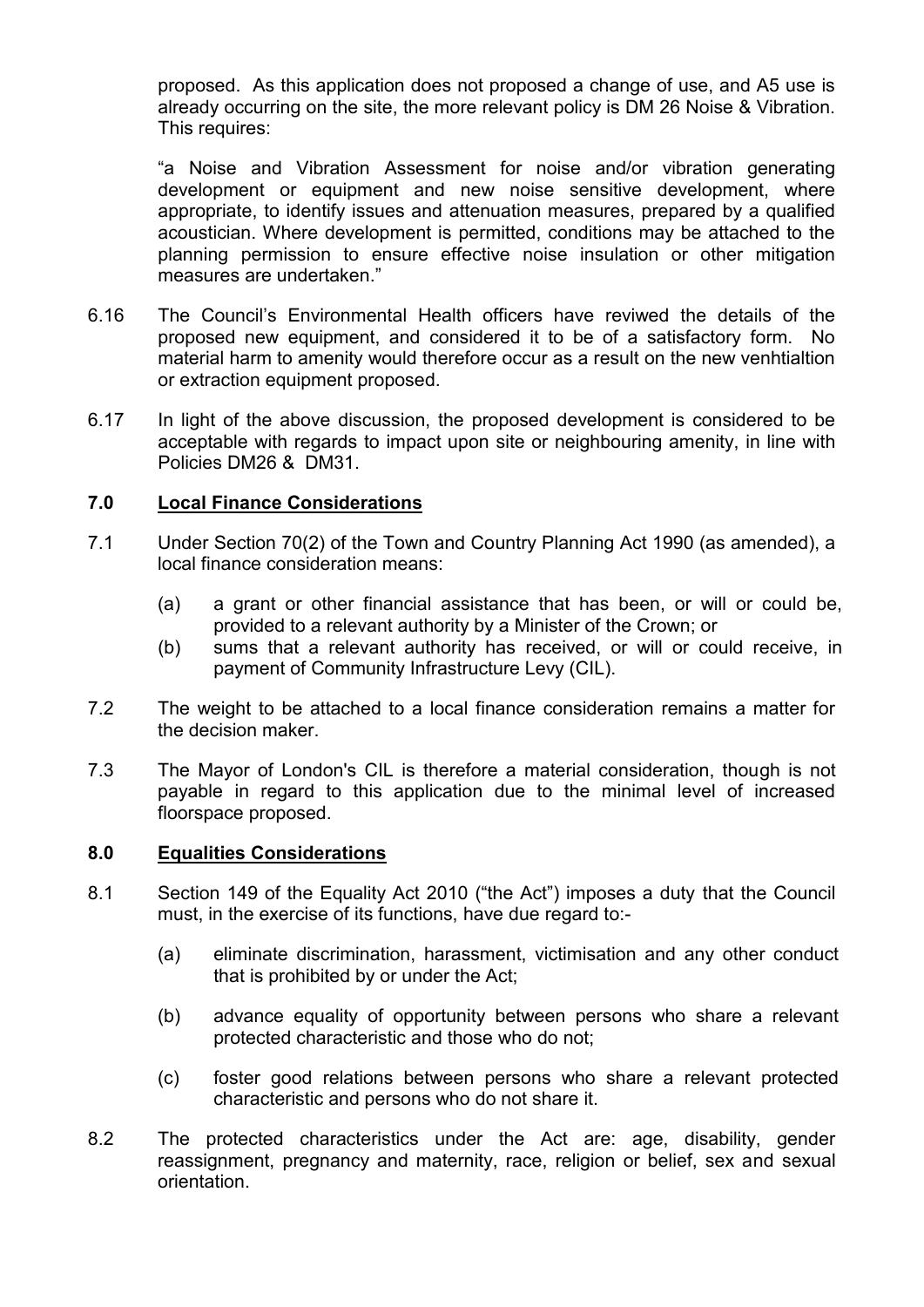proposed. As this application does not proposed a change of use, and A5 use is already occurring on the site, the more relevant policy is DM 26 Noise & Vibration. This requires:

"a Noise and Vibration Assessment for noise and/or vibration generating development or equipment and new noise sensitive development, where appropriate, to identify issues and attenuation measures, prepared by a qualified acoustician. Where development is permitted, conditions may be attached to the planning permission to ensure effective noise insulation or other mitigation measures are undertaken."

6.16 The Council's Environmental Health officers have reviwed the details of the proposed new equipment, and considered it to be of a satisfactory form. No material harm to amenity would therefore occur as a result on the new venhtialtion or extraction equipment proposed.

6.17 In light of the above discussion, the proposed development is considered to be acceptable with regards to impact upon site or neighbouring amenity, in line with Policies DM26 & DM31.

## 7.0 Local Finance Considerations

7.1 Under Section 70(2) of the Town and Country Planning Act 1990 (as amended), a local finance consideration means:

(a) a grant or other financial assistance that has been, or will or could be, provided to a relevant authority by a Minister of the Crown; or

(b) sums that a relevant authority has received, or will or could receive, in payment of Community Infrastructure Levy (CIL).

7.2 The weight to be attached to a local finance consideration remains a matter for the decision maker.

7.3 The Mayor of London's CIL is therefore a material consideration, though is not payable in regard to this application due to the minimal level of increased floorspace proposed.

## 8.0 Equalities Considerations

8.1 Section 149 of the Equality Act 2010 ("the Act") imposes a duty that the Council must, in the exercise of its functions, have due regard to:-

(a) eliminate discrimination, harassment, victimisation and any other conduct that is prohibited by or under the Act;

(b) advance equality of opportunity between persons who share a relevant protected characteristic and those who do not;

(c) foster good relations between persons who share a relevant protected characteristic and persons who do not share it.

8.2 The protected characteristics under the Act are: age, disability, gender reassignment, pregnancy and maternity, race, religion or belief, sex and sexual orientation.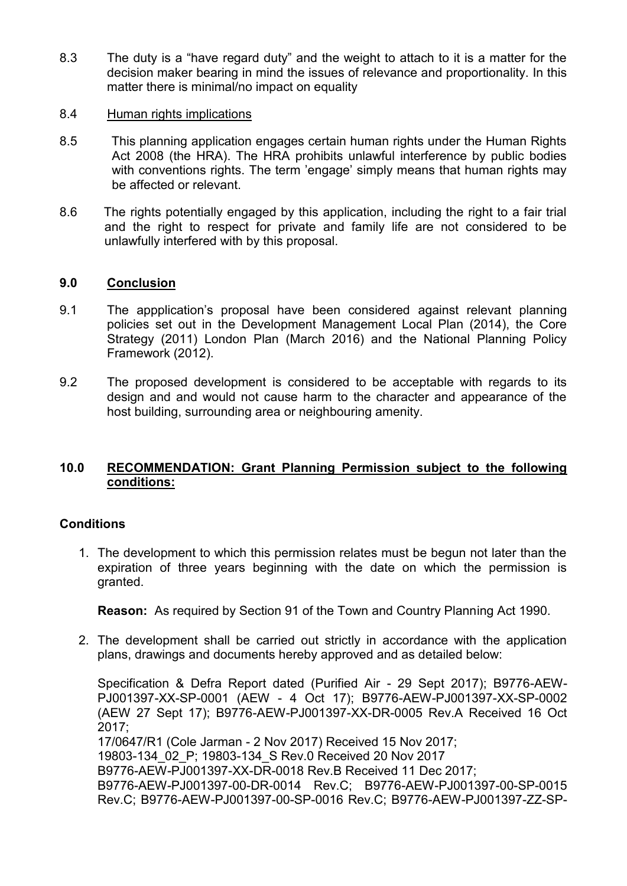8.3 The duty is a "have regard duty" and the weight to attach to it is a matter for the decision maker bearing in mind the issues of relevance and proportionality. In this matter there is minimal/no impact on equality

8.4 Human rights implications

8.5 This planning application engages certain human rights under the Human Rights Act 2008 (the HRA). The HRA prohibits unlawful interference by public bodies with conventions rights. The term 'engage' simply means that human rights may be affected or relevant.

8.6 The rights potentially engaged by this application, including the right to a fair trial and the right to respect for private and family life are not considered to be unlawfully interfered with by this proposal.

## 9.0 Conclusion

9.1 The appplication's proposal have been considered against relevant planning policies set out in the Development Management Local Plan (2014), the Core Strategy (2011) London Plan (March 2016) and the National Planning Policy Framework (2012).

9.2 The proposed development is considered to be acceptable with regards to its design and and would not cause harm to the character and appearance of the host building, surrounding area or neighbouring amenity.

## 10.0 RECOMMENDATION: Grant Planning Permission subject to the following conditions:

### Conditions

1. The development to which this permission relates must be begun not later than the expiration of three years beginning with the date on which the permission is granted.

   **Reason:** As required by Section 91 of the Town and Country Planning Act 1990.

2. The development shall be carried out strictly in accordance with the application plans, drawings and documents hereby approved and as detailed below:

   Specification & Defra Report dated (Purified Air - 29 Sept 2017); B9776-AEW-PJ001397-XX-SP-0001 (AEW - 4 Oct 17); B9776-AEW-PJ001397-XX-SP-0002 (AEW 27 Sept 17); B9776-AEW-PJ001397-XX-DR-0005 Rev.A Received 16 Oct 2017;
   17/0647/R1 (Cole Jarman - 2 Nov 2017) Received 15 Nov 2017;
   19803-134_02_P; 19803-134_S Rev.0 Received 20 Nov 2017
   B9776-AEW-PJ001397-XX-DR-0018 Rev.B Received 11 Dec 2017;
   B9776-AEW-PJ001397-00-DR-0014 Rev.C; B9776-AEW-PJ001397-00-SP-0015 Rev.C; B9776-AEW-PJ001397-00-SP-0016 Rev.C; B9776-AEW-PJ001397-ZZ-SP-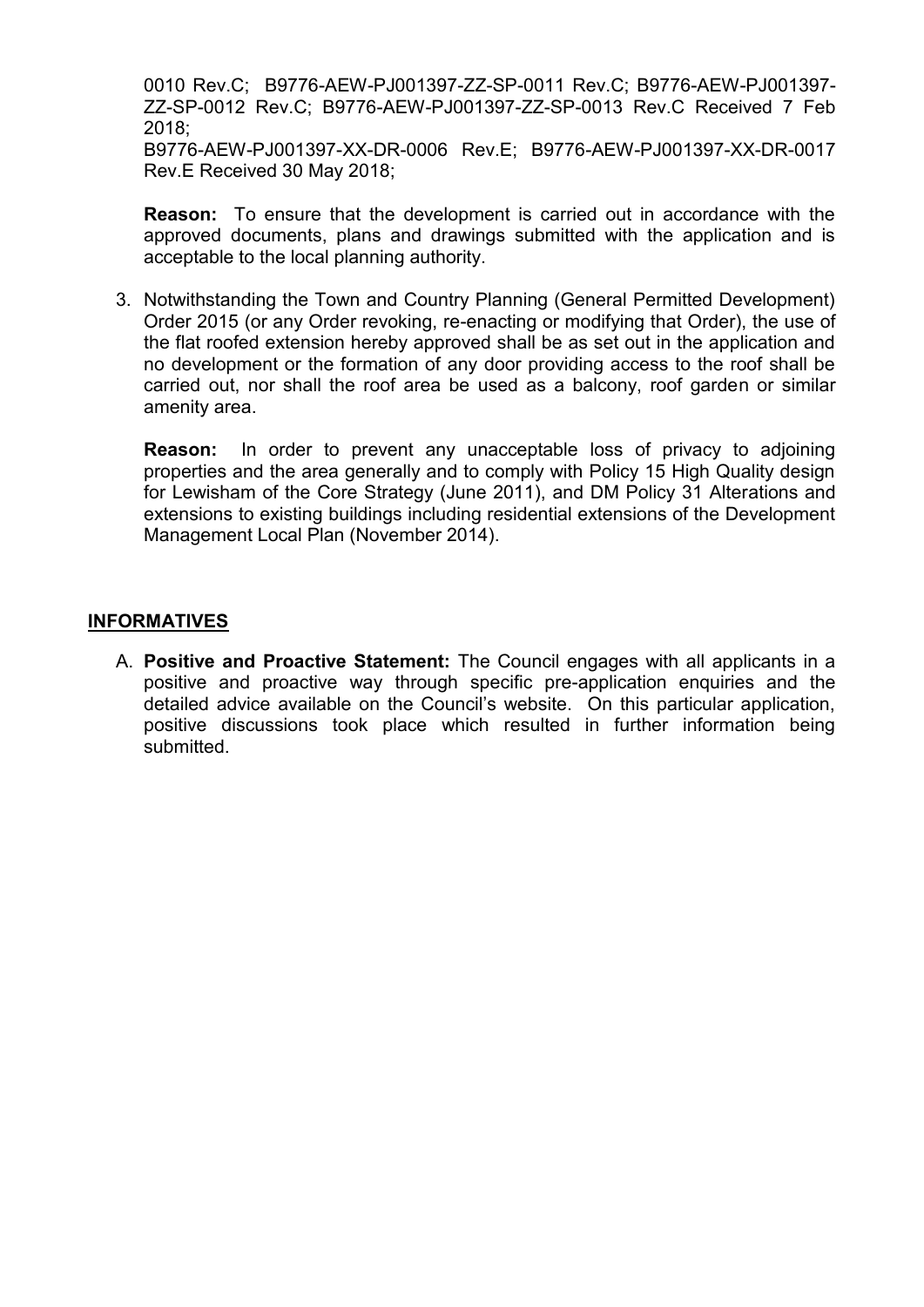0010 Rev.C; B9776-AEW-PJ001397-ZZ-SP-0011 Rev.C; B9776-AEW-PJ001397-ZZ-SP-0012 Rev.C; B9776-AEW-PJ001397-ZZ-SP-0013 Rev.C Received 7 Feb 2018;
B9776-AEW-PJ001397-XX-DR-0006 Rev.E; B9776-AEW-PJ001397-XX-DR-0017 Rev.E Received 30 May 2018;

**Reason:** To ensure that the development is carried out in accordance with the approved documents, plans and drawings submitted with the application and is acceptable to the local planning authority.

3. Notwithstanding the Town and Country Planning (General Permitted Development) Order 2015 (or any Order revoking, re-enacting or modifying that Order), the use of the flat roofed extension hereby approved shall be as set out in the application and no development or the formation of any door providing access to the roof shall be carried out, nor shall the roof area be used as a balcony, roof garden or similar amenity area.

   **Reason:** In order to prevent any unacceptable loss of privacy to adjoining properties and the area generally and to comply with Policy 15 High Quality design for Lewisham of the Core Strategy (June 2011), and DM Policy 31 Alterations and extensions to existing buildings including residential extensions of the Development Management Local Plan (November 2014).

## INFORMATIVES

A. **Positive and Proactive Statement:** The Council engages with all applicants in a positive and proactive way through specific pre-application enquiries and the detailed advice available on the Council's website. On this particular application, positive discussions took place which resulted in further information being submitted.